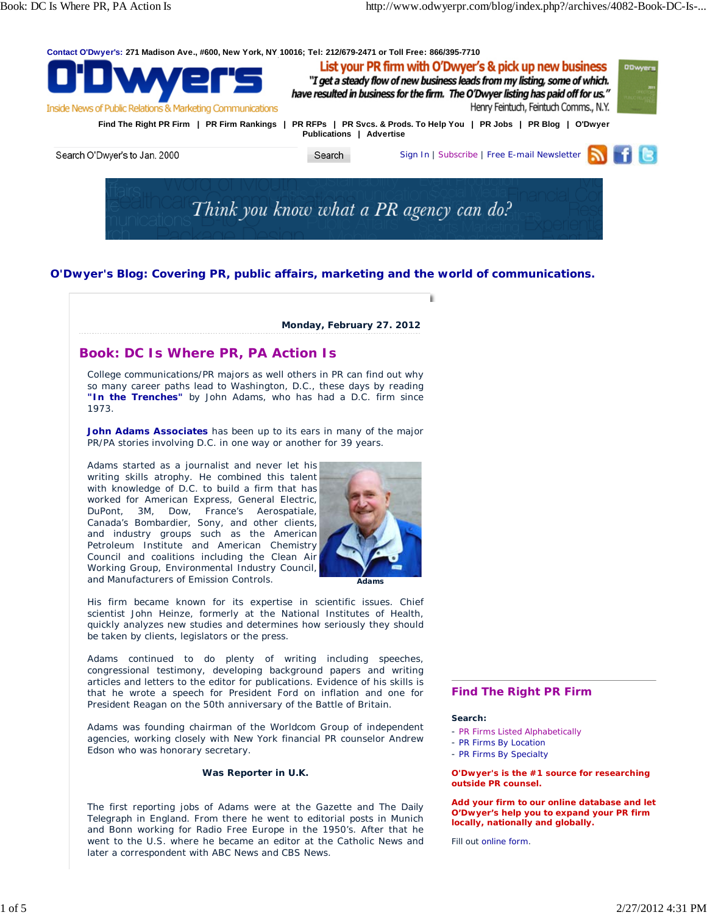Contact O'Dwyer's: 271 Madison Ave., #600, New York, NY 10016; Tel: 212/679-2471 or Toll Free: 866/395-7710

# O'Dwyer's

Inside News of Public Relations & Marketing Communications

List your PR firm with O'Dwyer's & pick up new business

"I get a steady flow of new business leads from my listing, some of which have resulted in business for the firm. The O'Dwyer listing has paid off for us." Henry Feintuch, Feintuch Comms., N.Y.

Find The Right PR Firm | PR Firm Rankings | PR RFPs | PR Svcs. & Prods. To Help You | PR Jobs | PR Blog | O'Dwyer Publications | Advertise

Search O'Dwyer's to Jan. 2000 Search

Sign In | Subscribe | Free E-mail Newsletter

Think you know what a PR agency can do?

## O'Dwyer's Blog: Covering PR, public affairs, marketing and the world of communications.

**Monday, February 27. 2012**

## Book: DC Is Where PR, PA Action Is

College communications/PR majors as well others in PR can find out why so many career paths lead to Washington, D.C., these days by reading **"In the Trenches"** by John Adams, who has had a D.C. firm since 1973.

**John Adams Associates** has been up to its ears in many of the major PR/PA stories involving D.C. in one way or another for 39 years.

Adams started as a journalist and never let his writing skills atrophy. He combined this talent with knowledge of D.C. to build a firm that has worked for American Express, General Electric, DuPont, 3M, Dow, France's Aerospatiale, Canada's Bombardier, Sony, and other clients, and industry groups such as the American Petroleum Institute and American Chemistry Council and coalitions including the Clean Air Working Group, Environmental Industry Council, and Manufacturers of Emission Controls.

Adams

His firm became known for its expertise in scientific issues. Chief scientist John Heinze, formerly at the National Institutes of Health, quickly analyzes new studies and determines how seriously they should be taken by clients, legislators or the press.

Adams continued to do plenty of writing including speeches, congressional testimony, developing background papers and writing articles and letters to the editor for publications. Evidence of his skills is that he wrote a speech for President Ford on inflation and one for President Reagan on the 50th anniversary of the Battle of Britain.

Adams was founding chairman of the Worldcom Group of independent agencies, working closely with New York financial PR counselor Andrew Edson who was honorary secretary.

**Was Reporter in U.K.**

The first reporting jobs of Adams were at the Gazette and The Daily Telegraph in England. From there he went to editorial posts in Munich and Bonn working for Radio Free Europe in the 1950's. After that he went to the U.S. where he became an editor at the Catholic News and later a correspondent with ABC News and CBS News.

## Find The Right PR Firm

**Search:**

- PR Firms Listed Alphabetically
- PR Firms By Location
- PR Firms By Specialty

**O'Dwyer's is the #1 source for researching outside PR counsel.**

**Add your firm to our online database and let O'Dwyer's help you to expand your PR firm locally, nationally and globally.**

Fill out online form.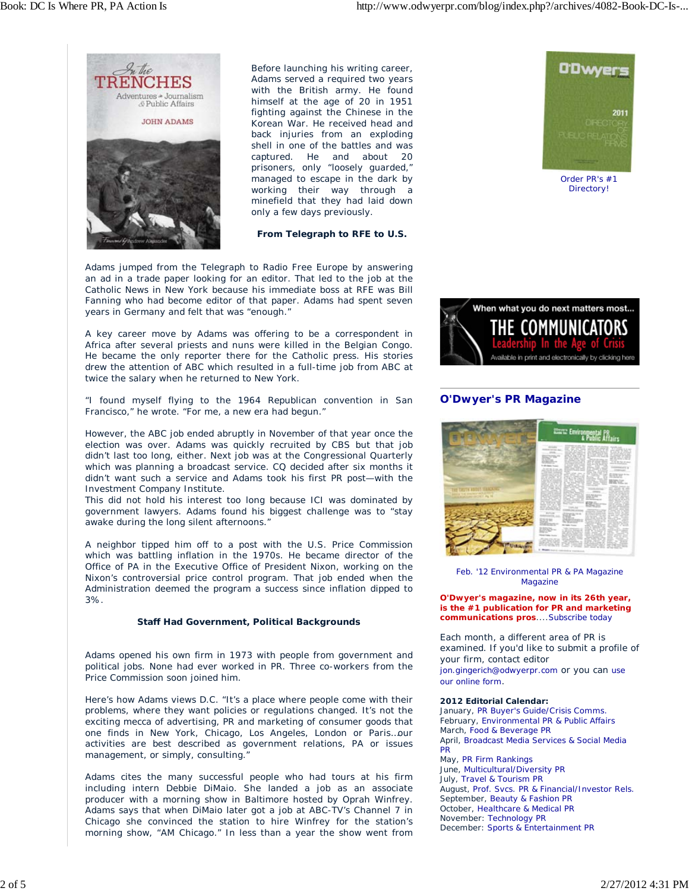Before launching his writing career, Adams served a required two years with the British army. He found himself at the age of 20 in 1951 fighting against the Chinese in the Korean War. He received head and back injuries from an exploding shell in one of the battles and was captured. He and about 20 prisoners, only "loosely guarded," managed to escape in the dark by working their way through a minefield that they had laid down only a few days previously.

### From Telegraph to RFE to U.S.

Adams jumped from the Telegraph to Radio Free Europe by answering an ad in a trade paper looking for an editor. That led to the job at the Catholic News in New York because his immediate boss at RFE was Bill Fanning who had become editor of that paper. Adams had spent seven years in Germany and felt that was "enough."

A key career move by Adams was offering to be a correspondent in Africa after several priests and nuns were killed in the Belgian Congo. He became the only reporter there for the Catholic press. His stories drew the attention of ABC which resulted in a full-time job from ABC at twice the salary when he returned to New York.

"I found myself flying to the 1964 Republican convention in San Francisco," he wrote. "For me, a new era had begun."

However, the ABC job ended abruptly in November of that year once the election was over. Adams was quickly recruited by CBS but that job didn't last too long, either. Next job was at the Congressional Quarterly which was planning a broadcast service. CQ decided after six months it didn't want such a service and Adams took his first PR post—with the Investment Company Institute.
This did not hold his interest too long because ICI was dominated by government lawyers. Adams found his biggest challenge was to "stay awake during the long silent afternoons."

A neighbor tipped him off to a post with the U.S. Price Commission which was battling inflation in the 1970s. He became director of the Office of PA in the Executive Office of President Nixon, working on the Nixon's controversial price control program. That job ended when the Administration deemed the program a success since inflation dipped to 3%.

### Staff Had Government, Political Backgrounds

Adams opened his own firm in 1973 with people from government and political jobs. None had ever worked in PR. Three co-workers from the Price Commission soon joined him.

Here's how Adams views D.C. "It's a place where people come with their problems, where they want policies or regulations changed. It's not the exciting mecca of advertising, PR and marketing of consumer goods that one finds in New York, Chicago, Los Angeles, London or Paris…our activities are best described as government relations, PA or issues management, or simply, consulting."

Adams cites the many successful people who had tours at his firm including intern Debbie DiMaio. She landed a job as an associate producer with a morning show in Baltimore hosted by Oprah Winfrey. Adams says that when DiMaio later got a job at ABC-TV's Channel 7 in Chicago she convinced the station to hire Winfrey for the station's morning show, "AM Chicago." In less than a year the show went from

Order PR's #1 Directory!

## O'Dwyer's PR Magazine

Feb. '12 Environmental PR & PA Magazine Magazine

**O'Dwyer's magazine, now in its 26th year, is the #1 publication for PR and marketing communications pros**....Subscribe today

Each month, a different area of PR is examined. If you'd like to submit a profile of your firm, contact editor jon.gingerich@odwyerpr.com or you can use our online form.

**2012 Editorial Calendar:**
January, PR Buyer's Guide/Crisis Comms.
February, Environmental PR & Public Affairs
March, Food & Beverage PR
April, Broadcast Media Services & Social Media PR
May, PR Firm Rankings
June, Multicultural/Diversity PR
July, Travel & Tourism PR
August, Prof. Svcs. PR & Financial/Investor Rels.
September, Beauty & Fashion PR
October, Healthcare & Medical PR
November: Technology PR
December: Sports & Entertainment PR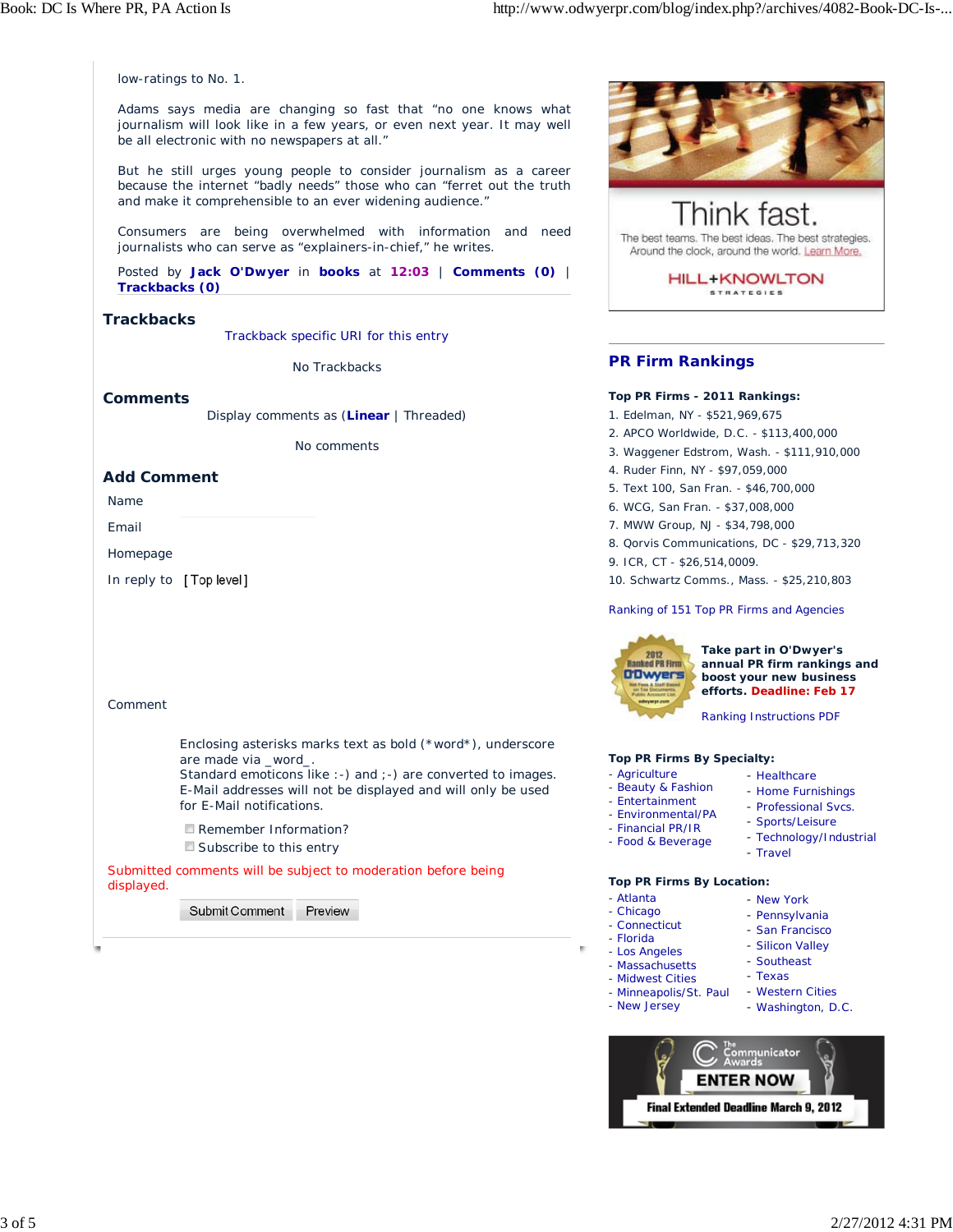low-ratings to No. 1.

Adams says media are changing so fast that "no one knows what journalism will look like in a few years, or even next year. It may well be all electronic with no newspapers at all."

But he still urges young people to consider journalism as a career because the internet "badly needs" those who can "ferret out the truth and make it comprehensible to an ever widening audience."

Consumers are being overwhelmed with information and need journalists who can serve as "explainers-in-chief," he writes.

Posted by **Jack O'Dwyer** in **books** at **12:03** | **Comments (0)** | **Trackbacks (0)**

## Trackbacks

Trackback specific URI for this entry

No Trackbacks

## Comments

Display comments as (**Linear** | Threaded)

No comments

## Add Comment

Name

Email

Homepage

In reply to [Top level]

Comment

Enclosing asterisks marks text as bold (*word*), underscore are made via _word_.
Standard emoticons like :-) and ;-) are converted to images.
E-Mail addresses will not be displayed and will only be used for E-Mail notifications.

Remember Information?

Subscribe to this entry

Submitted comments will be subject to moderation before being displayed.

Submit Comment | Preview

Think fast.

The best teams. The best ideas. The best strategies. Around the clock, around the world. Learn More.

HILL+KNOWLTON STRATEGIES

## PR Firm Rankings

**Top PR Firms - 2011 Rankings:**

1. Edelman, NY - $521,969,675
2. APCO Worldwide, D.C. - $113,400,000
3. Waggener Edstrom, Wash. - $111,910,000
4. Ruder Finn, NY - $97,059,000
5. Text 100, San Fran. - $46,700,000
6. WCG, San Fran. - $37,008,000
7. MWW Group, NJ - $34,798,000
8. Qorvis Communications, DC - $29,713,320
9. ICR, CT - $26,514,0009.
10. Schwartz Comms., Mass. - $25,210,803

Ranking of 151 Top PR Firms and Agencies

2012 Ranked PR Firm O'Dwyer's

**Take part in O'Dwyer's annual PR firm rankings and boost your new business efforts. Deadline: Feb 17**

Ranking Instructions PDF

**Top PR Firms By Specialty:**

- Agriculture
- Beauty & Fashion
- Entertainment
- Environmental/PA
- Financial PR/IR
- Food & Beverage
- Healthcare
- Home Furnishings
- Professional Svcs.
- Sports/Leisure
- Technology/Industrial
- Travel

**Top PR Firms By Location:**

- Atlanta
- Chicago
- Connecticut
- Florida
- Los Angeles
- Massachusetts
- Midwest Cities
- Minneapolis/St. Paul
- New Jersey
- New York
- Pennsylvania
- San Francisco
- Silicon Valley
- Southeast
- Texas
- Western Cities
- Washington, D.C.

The Communicator Awards

ENTER NOW

Final Extended Deadline March 9, 2012